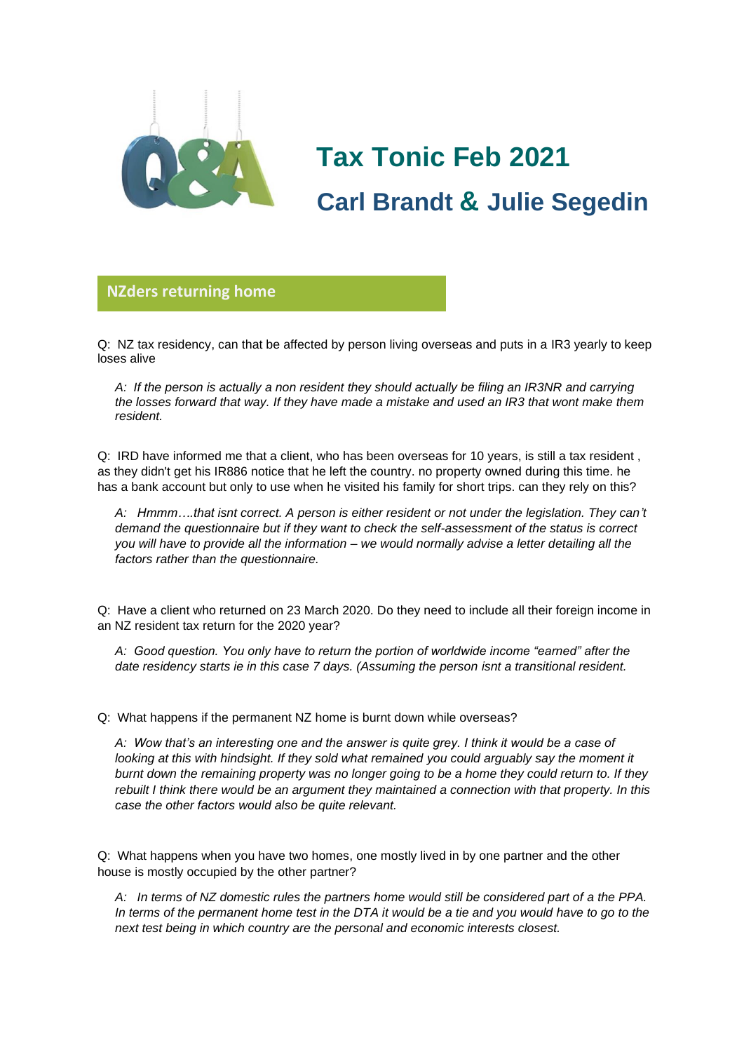# Tax Tonic Feb 2021

## Carl Brandt & Julie Segedin

### NZders returning home

Q: NZ tax residency, can that be affected by person living overseas and puts in a IR3 yearly to keep loses alive

> *A: If the person is actually a non resident they should actually be filing an IR3NR and carrying the losses forward that way. If they have made a mistake and used an IR3 that wont make them resident.*

Q: IRD have informed me that a client, who has been overseas for 10 years, is still a tax resident , as they didn't get his IR886 notice that he left the country. no property owned during this time. he has a bank account but only to use when he visited his family for short trips. can they rely on this?

> *A: Hmmm….that isnt correct. A person is either resident or not under the legislation. They can't demand the questionnaire but if they want to check the self-assessment of the status is correct you will have to provide all the information – we would normally advise a letter detailing all the factors rather than the questionnaire.*

Q: Have a client who returned on 23 March 2020. Do they need to include all their foreign income in an NZ resident tax return for the 2020 year?

> *A: Good question. You only have to return the portion of worldwide income "earned" after the date residency starts ie in this case 7 days. (Assuming the person isnt a transitional resident.*

Q: What happens if the permanent NZ home is burnt down while overseas?

> *A: Wow that's an interesting one and the answer is quite grey. I think it would be a case of looking at this with hindsight. If they sold what remained you could arguably say the moment it burnt down the remaining property was no longer going to be a home they could return to. If they rebuilt I think there would be an argument they maintained a connection with that property. In this case the other factors would also be quite relevant.*

Q: What happens when you have two homes, one mostly lived in by one partner and the other house is mostly occupied by the other partner?

> *A: In terms of NZ domestic rules the partners home would still be considered part of a the PPA. In terms of the permanent home test in the DTA it would be a tie and you would have to go to the next test being in which country are the personal and economic interests closest.*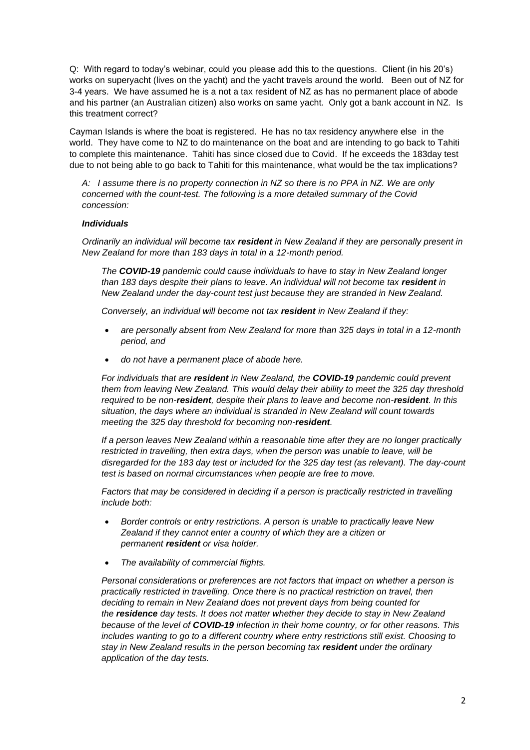Q: With regard to today's webinar, could you please add this to the questions. Client (in his 20's) works on superyacht (lives on the yacht) and the yacht travels around the world. Been out of NZ for 3-4 years. We have assumed he is a not a tax resident of NZ as has no permanent place of abode and his partner (an Australian citizen) also works on same yacht. Only got a bank account in NZ. Is this treatment correct?

Cayman Islands is where the boat is registered. He has no tax residency anywhere else in the world. They have come to NZ to do maintenance on the boat and are intending to go back to Tahiti to complete this maintenance. Tahiti has since closed due to Covid. If he exceeds the 183day test due to not being able to go back to Tahiti for this maintenance, what would be the tax implications?

*A: I assume there is no property connection in NZ so there is no PPA in NZ. We are only concerned with the count-test. The following is a more detailed summary of the Covid concession:*

***Individuals***

*Ordinarily an individual will become tax **resident** in New Zealand if they are personally present in New Zealand for more than 183 days in total in a 12-month period.*

*The **COVID-19** pandemic could cause individuals to have to stay in New Zealand longer than 183 days despite their plans to leave. An individual will not become tax **resident** in New Zealand under the day-count test just because they are stranded in New Zealand.*

*Conversely, an individual will become not tax **resident** in New Zealand if they:*

- *are personally absent from New Zealand for more than 325 days in total in a 12-month period, and*
- *do not have a permanent place of abode here.*

*For individuals that are **resident** in New Zealand, the **COVID-19** pandemic could prevent them from leaving New Zealand. This would delay their ability to meet the 325 day threshold required to be non-**resident**, despite their plans to leave and become non-**resident**. In this situation, the days where an individual is stranded in New Zealand will count towards meeting the 325 day threshold for becoming non-**resident**.*

*If a person leaves New Zealand within a reasonable time after they are no longer practically restricted in travelling, then extra days, when the person was unable to leave, will be disregarded for the 183 day test or included for the 325 day test (as relevant). The day-count test is based on normal circumstances when people are free to move.*

*Factors that may be considered in deciding if a person is practically restricted in travelling include both:*

- *Border controls or entry restrictions. A person is unable to practically leave New Zealand if they cannot enter a country of which they are a citizen or permanent **resident** or visa holder.*
- *The availability of commercial flights.*

*Personal considerations or preferences are not factors that impact on whether a person is practically restricted in travelling. Once there is no practical restriction on travel, then deciding to remain in New Zealand does not prevent days from being counted for the **residence** day tests. It does not matter whether they decide to stay in New Zealand because of the level of **COVID-19** infection in their home country, or for other reasons. This includes wanting to go to a different country where entry restrictions still exist. Choosing to stay in New Zealand results in the person becoming tax **resident** under the ordinary application of the day tests.*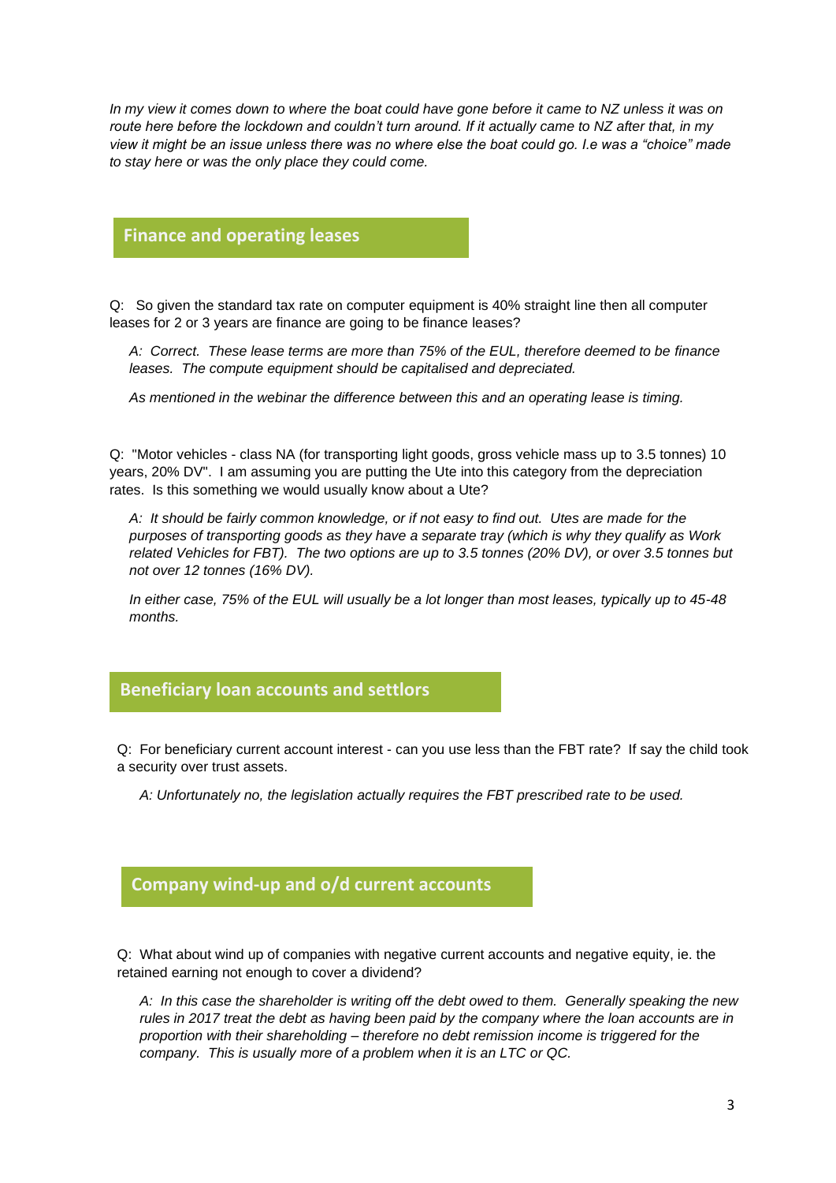*In my view it comes down to where the boat could have gone before it came to NZ unless it was on route here before the lockdown and couldn't turn around. If it actually came to NZ after that, in my view it might be an issue unless there was no where else the boat could go. I.e was a "choice" made to stay here or was the only place they could come.*

## Finance and operating leases

Q: So given the standard tax rate on computer equipment is 40% straight line then all computer leases for 2 or 3 years are finance are going to be finance leases?

> *A: Correct. These lease terms are more than 75% of the EUL, therefore deemed to be finance leases. The compute equipment should be capitalised and depreciated.*
>
> *As mentioned in the webinar the difference between this and an operating lease is timing.*

Q: "Motor vehicles - class NA (for transporting light goods, gross vehicle mass up to 3.5 tonnes) 10 years, 20% DV". I am assuming you are putting the Ute into this category from the depreciation rates. Is this something we would usually know about a Ute?

> *A: It should be fairly common knowledge, or if not easy to find out. Utes are made for the purposes of transporting goods as they have a separate tray (which is why they qualify as Work related Vehicles for FBT). The two options are up to 3.5 tonnes (20% DV), or over 3.5 tonnes but not over 12 tonnes (16% DV).*
>
> *In either case, 75% of the EUL will usually be a lot longer than most leases, typically up to 45-48 months.*

## Beneficiary loan accounts and settlors

Q: For beneficiary current account interest - can you use less than the FBT rate? If say the child took a security over trust assets.

> *A: Unfortunately no, the legislation actually requires the FBT prescribed rate to be used.*

## Company wind-up and o/d current accounts

Q: What about wind up of companies with negative current accounts and negative equity, ie. the retained earning not enough to cover a dividend?

> *A: In this case the shareholder is writing off the debt owed to them. Generally speaking the new rules in 2017 treat the debt as having been paid by the company where the loan accounts are in proportion with their shareholding – therefore no debt remission income is triggered for the company. This is usually more of a problem when it is an LTC or QC.*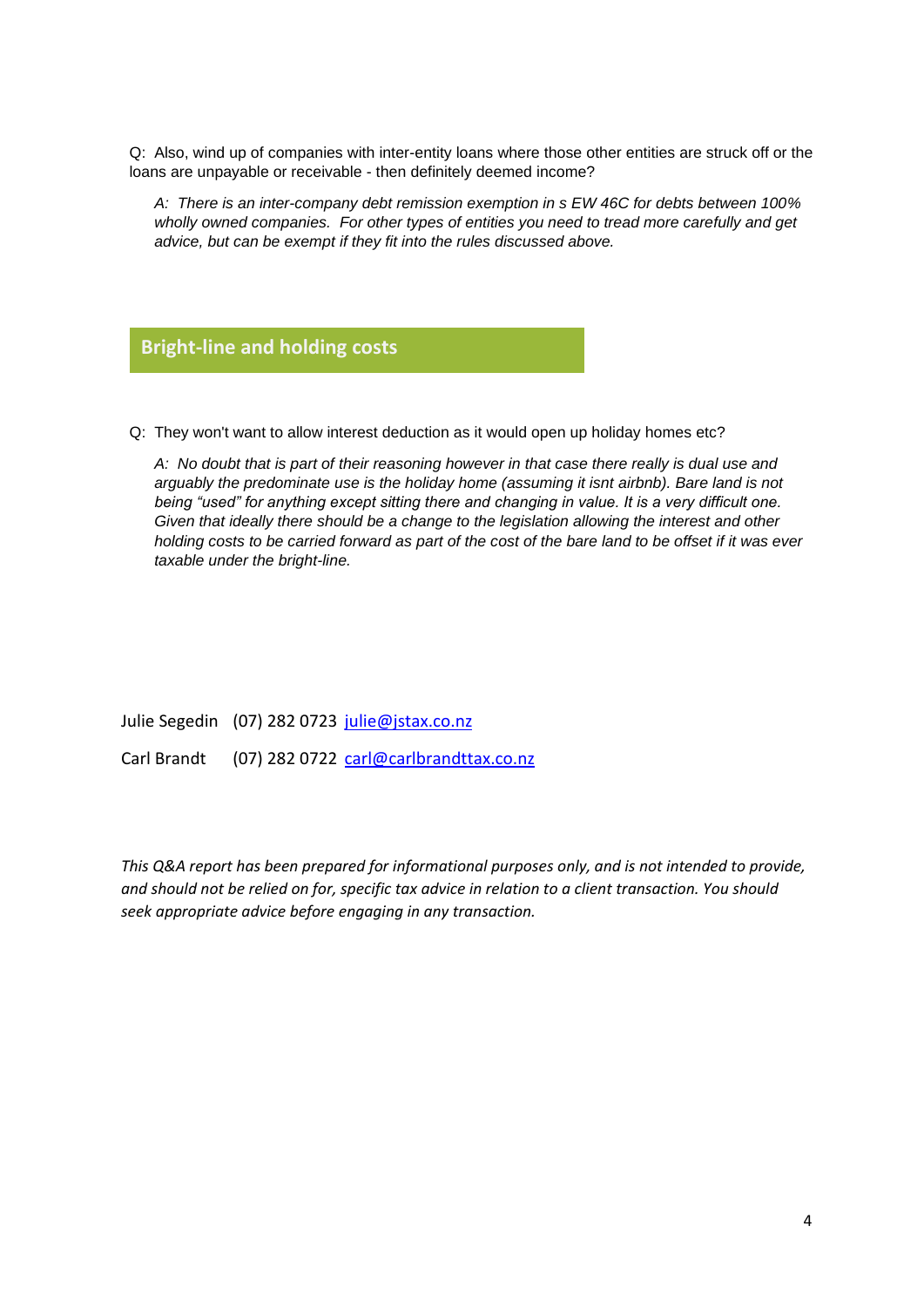Q: Also, wind up of companies with inter-entity loans where those other entities are struck off or the loans are unpayable or receivable - then definitely deemed income?

*A: There is an inter-company debt remission exemption in s EW 46C for debts between 100% wholly owned companies. For other types of entities you need to tread more carefully and get advice, but can be exempt if they fit into the rules discussed above.*

## Bright-line and holding costs

Q: They won't want to allow interest deduction as it would open up holiday homes etc?

*A: No doubt that is part of their reasoning however in that case there really is dual use and arguably the predominate use is the holiday home (assuming it isnt airbnb). Bare land is not being "used" for anything except sitting there and changing in value. It is a very difficult one. Given that ideally there should be a change to the legislation allowing the interest and other holding costs to be carried forward as part of the cost of the bare land to be offset if it was ever taxable under the bright-line.*

Julie Segedin (07) 282 0723 julie@jstax.co.nz

Carl Brandt (07) 282 0722 carl@carlbrandttax.co.nz

*This Q&A report has been prepared for informational purposes only, and is not intended to provide, and should not be relied on for, specific tax advice in relation to a client transaction. You should seek appropriate advice before engaging in any transaction.*